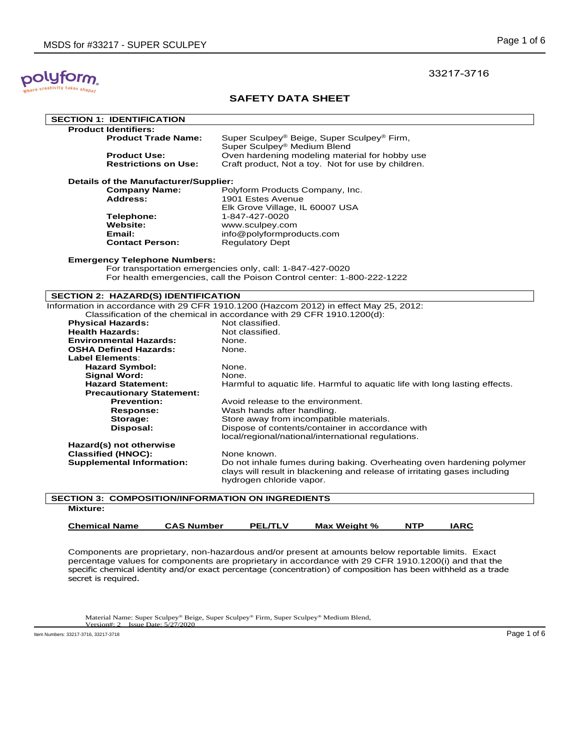33217-3716

# SAFETY DATA SHEET

## SECTION 1: IDENTIFICATION

**Product Identifiers:**

| | |
|---|---|
| **Product Trade Name:** | Super Sculpey® Beige, Super Sculpey® Firm, Super Sculpey® Medium Blend |
| **Product Use:** | Oven hardening modeling material for hobby use |
| **Restrictions on Use:** | Craft product, Not a toy. Not for use by children. |

**Details of the Manufacturer/Supplier:**

| | |
|---|---|
| **Company Name:** | Polyform Products Company, Inc. |
| **Address:** | 1901 Estes Avenue<br>Elk Grove Village, IL 60007 USA |
| **Telephone:** | 1-847-427-0020 |
| **Website:** | www.sculpey.com |
| **Email:** | info@polyformproducts.com |
| **Contact Person:** | Regulatory Dept |

**Emergency Telephone Numbers:**

For transportation emergencies only, call: 1-847-427-0020
For health emergencies, call the Poison Control center: 1-800-222-1222

## SECTION 2: HAZARD(S) IDENTIFICATION

Information in accordance with 29 CFR 1910.1200 (Hazcom 2012) in effect May 25, 2012:

Classification of the chemical in accordance with 29 CFR 1910.1200(d):

| | |
|---|---|
| **Physical Hazards:** | Not classified. |
| **Health Hazards:** | Not classified. |
| **Environmental Hazards:** | None. |
| **OSHA Defined Hazards:** | None. |
| **Label Elements:** | |
| **Hazard Symbol:** | None. |
| **Signal Word:** | None. |
| **Hazard Statement:** | Harmful to aquatic life. Harmful to aquatic life with long lasting effects. |
| **Precautionary Statement:** | |
| **Prevention:** | Avoid release to the environment. |
| **Response:** | Wash hands after handling. |
| **Storage:** | Store away from incompatible materials. |
| **Disposal:** | Dispose of contents/container in accordance with local/regional/national/international regulations. |
| **Hazard(s) not otherwise Classified (HNOC):** | None known. |
| **Supplemental Information:** | Do not inhale fumes during baking. Overheating oven hardening polymer clays will result in blackening and release of irritating gases including hydrogen chloride vapor. |

## SECTION 3: COMPOSITION/INFORMATION ON INGREDIENTS

**Mixture:**

| Chemical Name | CAS Number | PEL/TLV | Max Weight % | NTP | IARC |
|---|---|---|---|---|---|

Components are proprietary, non-hazardous and/or present at amounts below reportable limits. Exact percentage values for components are proprietary in accordance with 29 CFR 1910.1200(i) and that the specific chemical identity and/or exact percentage (concentration) of composition has been withheld as a trade secret is required.

Material Name: Super Sculpey® Beige, Super Sculpey® Firm, Super Sculpey® Medium Blend,
Version#: 2 Issue Date: 5/27/2020

Item Numbers: 33217-3716, 33217-3718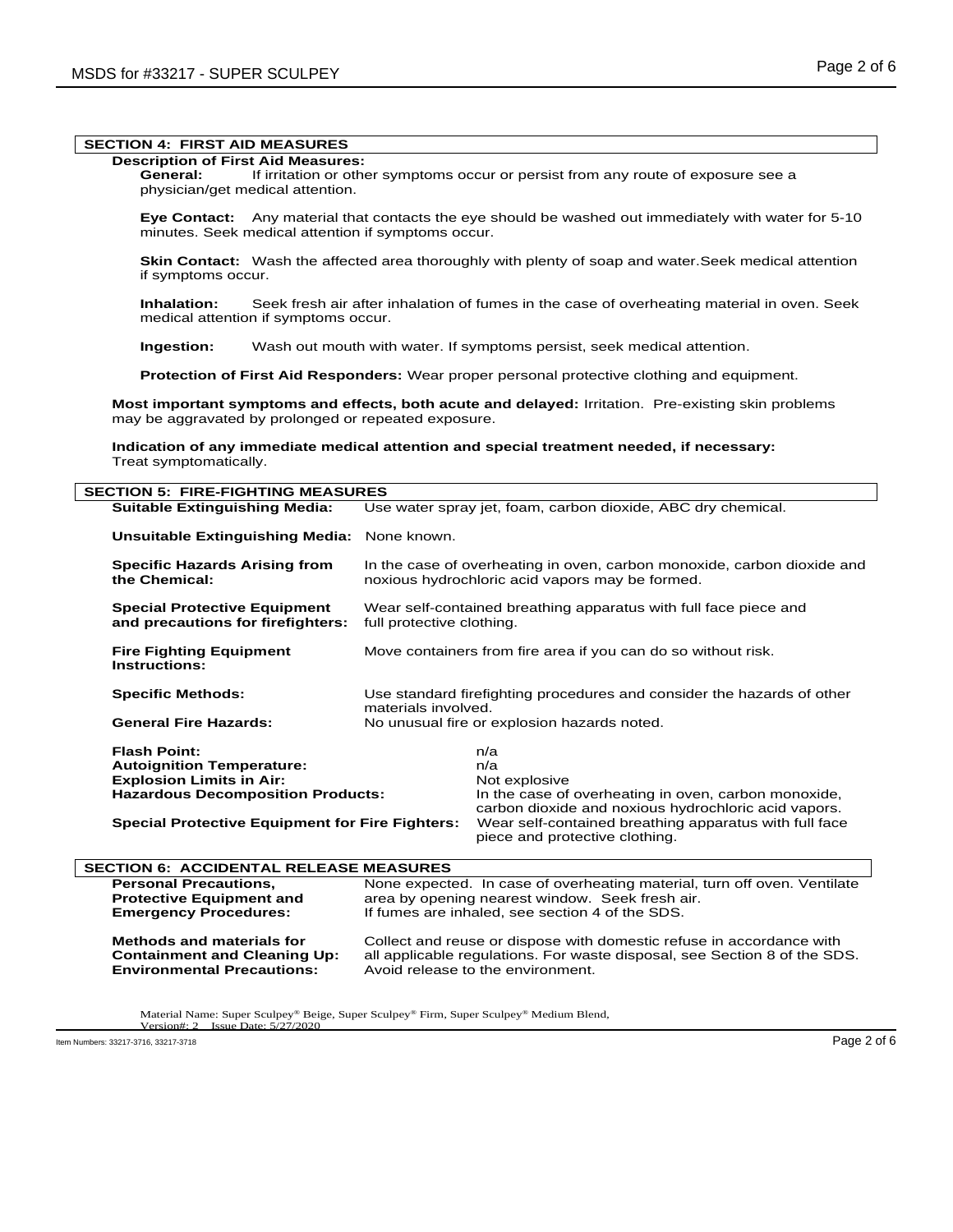## SECTION 4: FIRST AID MEASURES

**Description of First Aid Measures:**

**General:** If irritation or other symptoms occur or persist from any route of exposure see a physician/get medical attention.

**Eye Contact:** Any material that contacts the eye should be washed out immediately with water for 5-10 minutes. Seek medical attention if symptoms occur.

**Skin Contact:** Wash the affected area thoroughly with plenty of soap and water.Seek medical attention if symptoms occur.

**Inhalation:** Seek fresh air after inhalation of fumes in the case of overheating material in oven. Seek medical attention if symptoms occur.

**Ingestion:** Wash out mouth with water. If symptoms persist, seek medical attention.

**Protection of First Aid Responders:** Wear proper personal protective clothing and equipment.

**Most important symptoms and effects, both acute and delayed:** Irritation. Pre-existing skin problems may be aggravated by prolonged or repeated exposure.

**Indication of any immediate medical attention and special treatment needed, if necessary:** Treat symptomatically.

## SECTION 5: FIRE-FIGHTING MEASURES

**Suitable Extinguishing Media:** Use water spray jet, foam, carbon dioxide, ABC dry chemical.

**Unsuitable Extinguishing Media:** None known.

**Specific Hazards Arising from the Chemical:** In the case of overheating in oven, carbon monoxide, carbon dioxide and noxious hydrochloric acid vapors may be formed.

**Special Protective Equipment and precautions for firefighters:** Wear self-contained breathing apparatus with full face piece and full protective clothing.

**Fire Fighting Equipment Instructions:** Move containers from fire area if you can do so without risk.

**Specific Methods:** Use standard firefighting procedures and consider the hazards of other materials involved.

**General Fire Hazards:** No unusual fire or explosion hazards noted.

**Flash Point:** n/a

**Autoignition Temperature:** n/a

**Explosion Limits in Air:** Not explosive

**Hazardous Decomposition Products:** In the case of overheating in oven, carbon monoxide, carbon dioxide and noxious hydrochloric acid vapors.

**Special Protective Equipment for Fire Fighters:** Wear self-contained breathing apparatus with full face piece and protective clothing.

## SECTION 6: ACCIDENTAL RELEASE MEASURES

**Personal Precautions, Protective Equipment and Emergency Procedures:** None expected. In case of overheating material, turn off oven. Ventilate area by opening nearest window. Seek fresh air. If fumes are inhaled, see section 4 of the SDS.

**Methods and materials for Containment and Cleaning Up:** Collect and reuse or dispose with domestic refuse in accordance with all applicable regulations. For waste disposal, see Section 8 of the SDS.

**Environmental Precautions:** Avoid release to the environment.

Material Name: Super Sculpey® Beige, Super Sculpey® Firm, Super Sculpey® Medium Blend,
Version#: 2 Issue Date: 5/27/2020

Item Numbers: 33217-3716, 33217-3718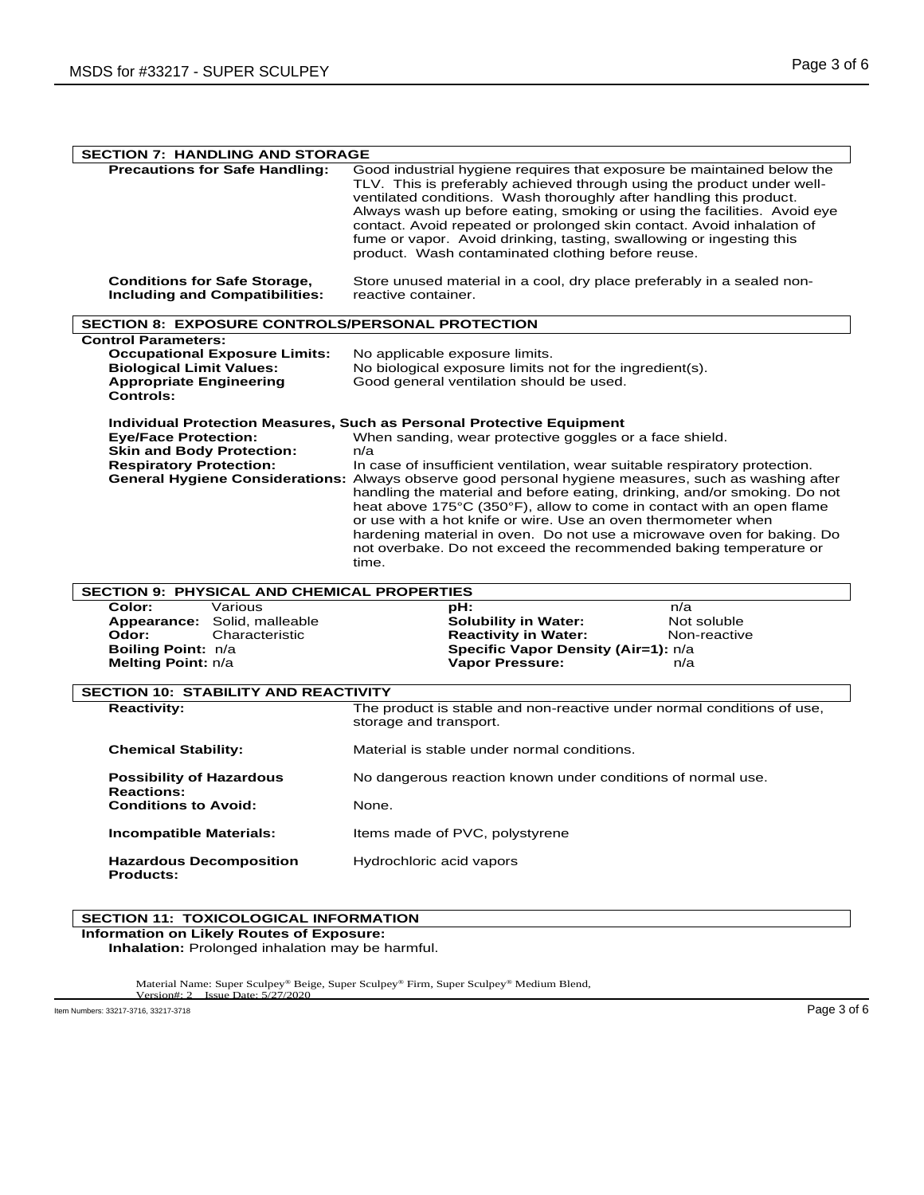## SECTION 7: HANDLING AND STORAGE

**Precautions for Safe Handling:** Good industrial hygiene requires that exposure be maintained below the TLV. This is preferably achieved through using the product under well-ventilated conditions. Wash thoroughly after handling this product. Always wash up before eating, smoking or using the facilities. Avoid eye contact. Avoid repeated or prolonged skin contact. Avoid inhalation of fume or vapor. Avoid drinking, tasting, swallowing or ingesting this product. Wash contaminated clothing before reuse.

**Conditions for Safe Storage, Including and Compatibilities:** Store unused material in a cool, dry place preferably in a sealed non-reactive container.

## SECTION 8: EXPOSURE CONTROLS/PERSONAL PROTECTION

**Control Parameters:**

**Occupational Exposure Limits:** No applicable exposure limits.

**Biological Limit Values:** No biological exposure limits not for the ingredient(s).

**Appropriate Engineering Controls:** Good general ventilation should be used.

**Individual Protection Measures, Such as Personal Protective Equipment**

**Eye/Face Protection:** When sanding, wear protective goggles or a face shield.

**Skin and Body Protection:** n/a

**Respiratory Protection:** In case of insufficient ventilation, wear suitable respiratory protection.

**General Hygiene Considerations:** Always observe good personal hygiene measures, such as washing after handling the material and before eating, drinking, and/or smoking. Do not heat above 175°C (350°F), allow to come in contact with an open flame or use with a hot knife or wire. Use an oven thermometer when hardening material in oven. Do not use a microwave oven for baking. Do not overbake. Do not exceed the recommended baking temperature or time.

## SECTION 9: PHYSICAL AND CHEMICAL PROPERTIES

| | | | |
|---|---|---|---|
| **Color:** | Various | **pH:** | n/a |
| **Appearance:** | Solid, malleable | **Solubility in Water:** | Not soluble |
| **Odor:** | Characteristic | **Reactivity in Water:** | Non-reactive |
| **Boiling Point:** | n/a | **Specific Vapor Density (Air=1):** | n/a |
| **Melting Point:** | n/a | **Vapor Pressure:** | n/a |

## SECTION 10: STABILITY AND REACTIVITY

**Reactivity:** The product is stable and non-reactive under normal conditions of use, storage and transport.

**Chemical Stability:** Material is stable under normal conditions.

**Possibility of Hazardous Reactions:** No dangerous reaction known under conditions of normal use.

**Conditions to Avoid:** None.

**Incompatible Materials:** Items made of PVC, polystyrene

**Hazardous Decomposition Products:** Hydrochloric acid vapors

## SECTION 11: TOXICOLOGICAL INFORMATION

**Information on Likely Routes of Exposure:**

**Inhalation:** Prolonged inhalation may be harmful.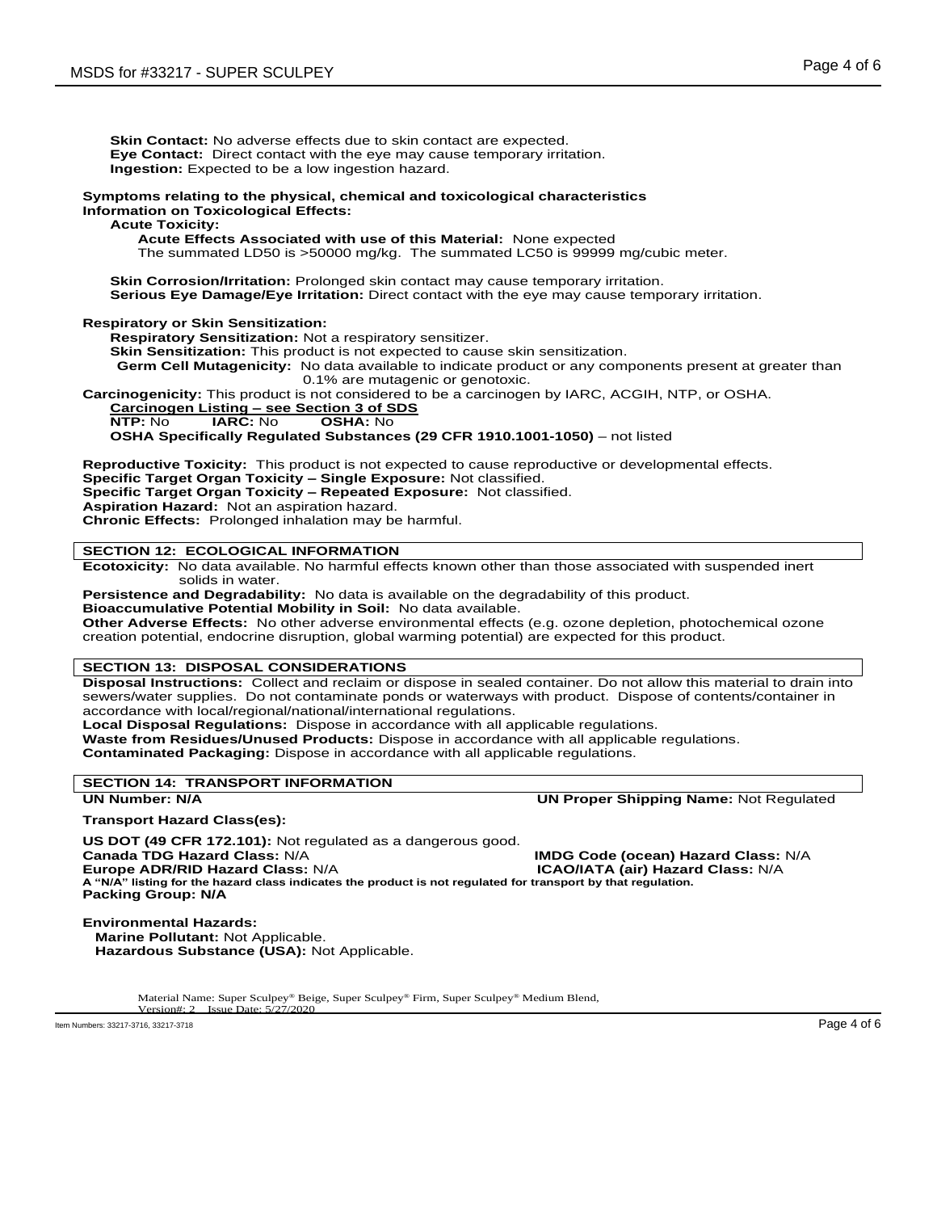**Skin Contact:** No adverse effects due to skin contact are expected.
**Eye Contact:** Direct contact with the eye may cause temporary irritation.
**Ingestion:** Expected to be a low ingestion hazard.

**Symptoms relating to the physical, chemical and toxicological characteristics**
**Information on Toxicological Effects:**

**Acute Toxicity:**

**Acute Effects Associated with use of this Material:** None expected
The summated LD50 is >50000 mg/kg. The summated LC50 is 99999 mg/cubic meter.

**Skin Corrosion/Irritation:** Prolonged skin contact may cause temporary irritation.
**Serious Eye Damage/Eye Irritation:** Direct contact with the eye may cause temporary irritation.

**Respiratory or Skin Sensitization:**

**Respiratory Sensitization:** Not a respiratory sensitizer.
**Skin Sensitization:** This product is not expected to cause skin sensitization.
**Germ Cell Mutagenicity:** No data available to indicate product or any components present at greater than 0.1% are mutagenic or genotoxic.

**Carcinogenicity:** This product is not considered to be a carcinogen by IARC, ACGIH, NTP, or OSHA.

**Carcinogen Listing – see Section 3 of SDS**
**NTP:** No **IARC:** No **OSHA:** No
**OSHA Specifically Regulated Substances (29 CFR 1910.1001-1050)** – not listed

**Reproductive Toxicity:** This product is not expected to cause reproductive or developmental effects.
**Specific Target Organ Toxicity – Single Exposure:** Not classified.
**Specific Target Organ Toxicity – Repeated Exposure:** Not classified.
**Aspiration Hazard:** Not an aspiration hazard.
**Chronic Effects:** Prolonged inhalation may be harmful.

## SECTION 12: ECOLOGICAL INFORMATION

**Ecotoxicity:** No data available. No harmful effects known other than those associated with suspended inert solids in water.
**Persistence and Degradability:** No data is available on the degradability of this product.
**Bioaccumulative Potential Mobility in Soil:** No data available.
**Other Adverse Effects:** No other adverse environmental effects (e.g. ozone depletion, photochemical ozone creation potential, endocrine disruption, global warming potential) are expected for this product.

## SECTION 13: DISPOSAL CONSIDERATIONS

**Disposal Instructions:** Collect and reclaim or dispose in sealed container. Do not allow this material to drain into sewers/water supplies. Do not contaminate ponds or waterways with product. Dispose of contents/container in accordance with local/regional/national/international regulations.
**Local Disposal Regulations:** Dispose in accordance with all applicable regulations.
**Waste from Residues/Unused Products:** Dispose in accordance with all applicable regulations.
**Contaminated Packaging:** Dispose in accordance with all applicable regulations.

## SECTION 14: TRANSPORT INFORMATION

**UN Number: N/A**
**UN Proper Shipping Name:** Not Regulated

**Transport Hazard Class(es):**

**US DOT (49 CFR 172.101):** Not regulated as a dangerous good.
**Canada TDG Hazard Class:** N/A
**IMDG Code (ocean) Hazard Class:** N/A
**Europe ADR/RID Hazard Class:** N/A
**ICAO/IATA (air) Hazard Class:** N/A
**A "N/A" listing for the hazard class indicates the product is not regulated for transport by that regulation.**
**Packing Group: N/A**

**Environmental Hazards:**
**Marine Pollutant:** Not Applicable.
**Hazardous Substance (USA):** Not Applicable.

Material Name: Super Sculpey® Beige, Super Sculpey® Firm, Super Sculpey® Medium Blend,
Version#: 2 Issue Date: 5/27/2020
Item Numbers: 33217-3716, 33217-3718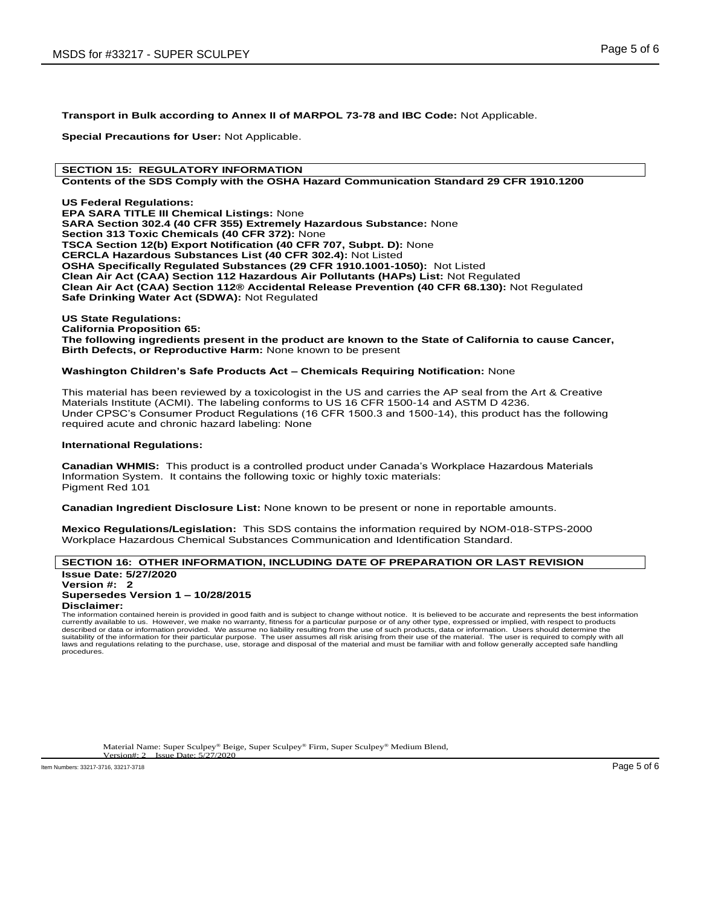**Transport in Bulk according to Annex II of MARPOL 73-78 and IBC Code:** Not Applicable.

**Special Precautions for User:** Not Applicable.

## SECTION 15: REGULATORY INFORMATION

**Contents of the SDS Comply with the OSHA Hazard Communication Standard 29 CFR 1910.1200**

**US Federal Regulations:**
**EPA SARA TITLE III Chemical Listings:** None
**SARA Section 302.4 (40 CFR 355) Extremely Hazardous Substance:** None
**Section 313 Toxic Chemicals (40 CFR 372):** None
**TSCA Section 12(b) Export Notification (40 CFR 707, Subpt. D):** None
**CERCLA Hazardous Substances List (40 CFR 302.4):** Not Listed
**OSHA Specifically Regulated Substances (29 CFR 1910.1001-1050):** Not Listed
**Clean Air Act (CAA) Section 112 Hazardous Air Pollutants (HAPs) List:** Not Regulated
**Clean Air Act (CAA) Section 112® Accidental Release Prevention (40 CFR 68.130):** Not Regulated
**Safe Drinking Water Act (SDWA):** Not Regulated

**US State Regulations:**
**California Proposition 65:**
**The following ingredients present in the product are known to the State of California to cause Cancer, Birth Defects, or Reproductive Harm:** None known to be present

**Washington Children's Safe Products Act – Chemicals Requiring Notification:** None

This material has been reviewed by a toxicologist in the US and carries the AP seal from the Art & Creative Materials Institute (ACMI). The labeling conforms to US 16 CFR 1500-14 and ASTM D 4236.
Under CPSC's Consumer Product Regulations (16 CFR 1500.3 and 1500-14), this product has the following required acute and chronic hazard labeling: None

**International Regulations:**

**Canadian WHMIS:** This product is a controlled product under Canada's Workplace Hazardous Materials Information System. It contains the following toxic or highly toxic materials:
Pigment Red 101

**Canadian Ingredient Disclosure List:** None known to be present or none in reportable amounts.

**Mexico Regulations/Legislation:** This SDS contains the information required by NOM-018-STPS-2000 Workplace Hazardous Chemical Substances Communication and Identification Standard.

## SECTION 16: OTHER INFORMATION, INCLUDING DATE OF PREPARATION OR LAST REVISION

**Issue Date: 5/27/2020**
**Version #: 2**
**Supersedes Version 1 – 10/28/2015**
**Disclaimer:**
The information contained herein is provided in good faith and is subject to change without notice. It is believed to be accurate and represents the best information currently available to us. However, we make no warranty, fitness for a particular purpose or of any other type, expressed or implied, with respect to products described or data or information provided. We assume no liability resulting from the use of such products, data or information. Users should determine the suitability of the information for their particular purpose. The user assumes all risk arising from their use of the material. The user is required to comply with all laws and regulations relating to the purchase, use, storage and disposal of the material and must be familiar with and follow generally accepted safe handling procedures.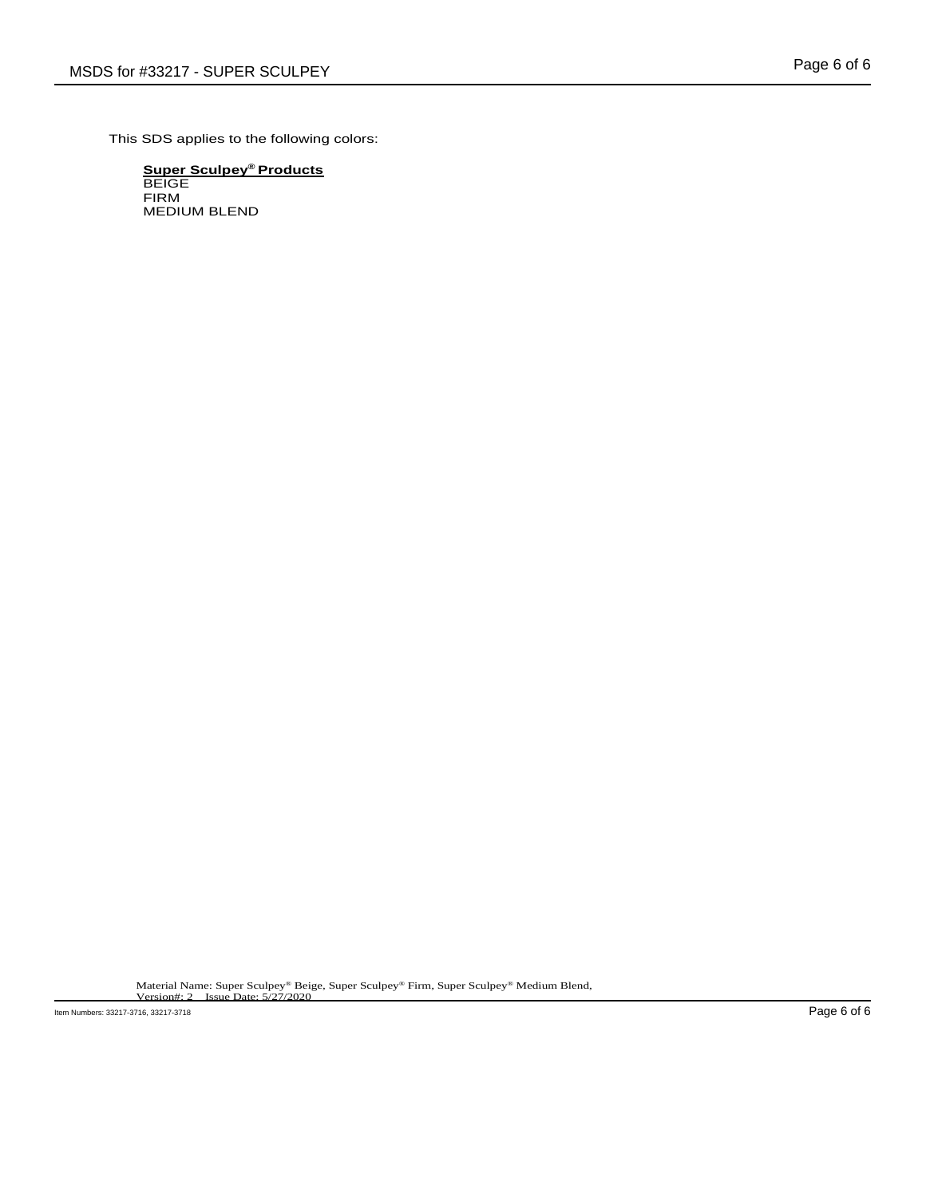This SDS applies to the following colors:

**Super Sculpey® Products**
BEIGE
FIRM
MEDIUM BLEND